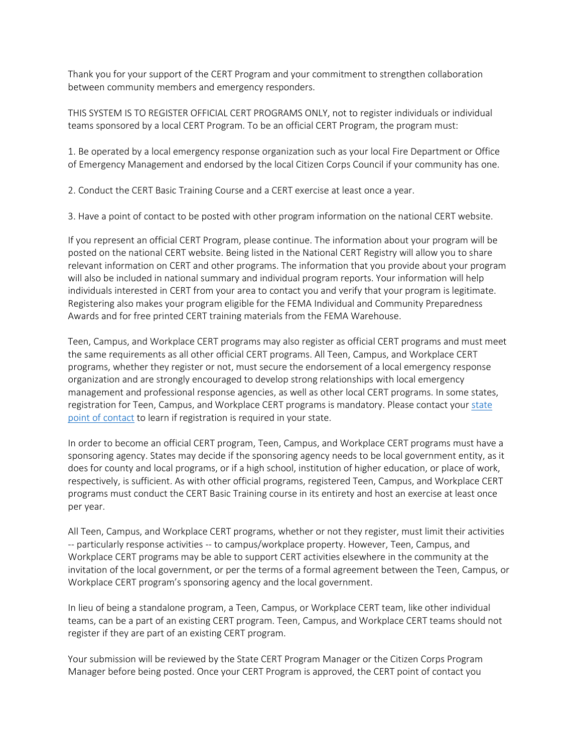Thank you for your support of the CERT Program and your commitment to strengthen collaboration between community members and emergency responders.

THIS SYSTEM IS TO REGISTER OFFICIAL CERT PROGRAMS ONLY, not to register individuals or individual teams sponsored by a local CERT Program. To be an official CERT Program, the program must:

1. Be operated by a local emergency response organization such as your local Fire Department or Office of Emergency Management and endorsed by the local Citizen Corps Council if your community has one.

2. Conduct the CERT Basic Training Course and a CERT exercise at least once a year.

3. Have a point of contact to be posted with other program information on the national CERT website.

If you represent an official CERT Program, please continue. The information about your program will be posted on the national CERT website. Being listed in the National CERT Registry will allow you to share relevant information on CERT and other programs. The information that you provide about your program will also be included in national summary and individual program reports. Your information will help individuals interested in CERT from your area to contact you and verify that your program is legitimate. Registering also makes your program eligible for the FEMA Individual and Community Preparedness Awards and for free printed CERT training materials from the FEMA Warehouse.

Teen, Campus, and Workplace CERT programs may also register as official CERT programs and must meet the same requirements as all other official CERT programs. All Teen, Campus, and Workplace CERT programs, whether they register or not, must secure the endorsement of a local emergency response organization and are strongly encouraged to develop strong relationships with local emergency management and professional response agencies, as well as other local CERT programs. In some states, registration for Teen, Campus, and Workplace CERT programs is mandatory. Please contact your state point of contact to learn if registration is required in your state.

In order to become an official CERT program, Teen, Campus, and Workplace CERT programs must have a sponsoring agency. States may decide if the sponsoring agency needs to be local government entity, as it does for county and local programs, or if a high school, institution of higher education, or place of work, respectively, is sufficient. As with other official programs, registered Teen, Campus, and Workplace CERT programs must conduct the CERT Basic Training course in its entirety and host an exercise at least once per year.

All Teen, Campus, and Workplace CERT programs, whether or not they register, must limit their activities -- particularly response activities -- to campus/workplace property. However, Teen, Campus, and Workplace CERT programs may be able to support CERT activities elsewhere in the community at the invitation of the local government, or per the terms of a formal agreement between the Teen, Campus, or Workplace CERT program's sponsoring agency and the local government.

In lieu of being a standalone program, a Teen, Campus, or Workplace CERT team, like other individual teams, can be a part of an existing CERT program. Teen, Campus, and Workplace CERT teams should not register if they are part of an existing CERT program.

Your submission will be reviewed by the State CERT Program Manager or the Citizen Corps Program Manager before being posted. Once your CERT Program is approved, the CERT point of contact you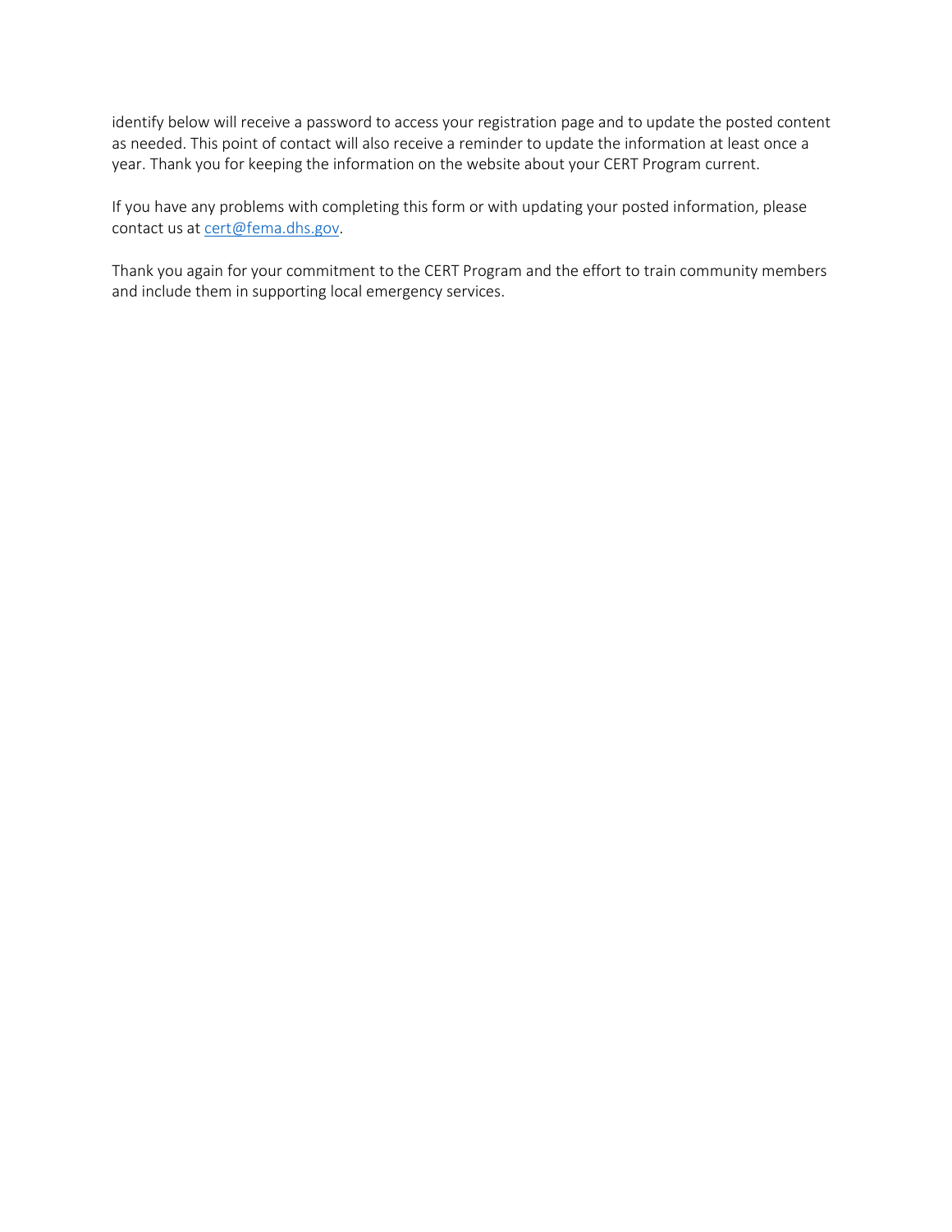identify below will receive a password to access your registration page and to update the posted content as needed. This point of contact will also receive a reminder to update the information at least once a year. Thank you for keeping the information on the website about your CERT Program current.

If you have any problems with completing this form or with updating your posted information, please contact us at cert@fema.dhs.gov.

Thank you again for your commitment to the CERT Program and the effort to train community members and include them in supporting local emergency services.